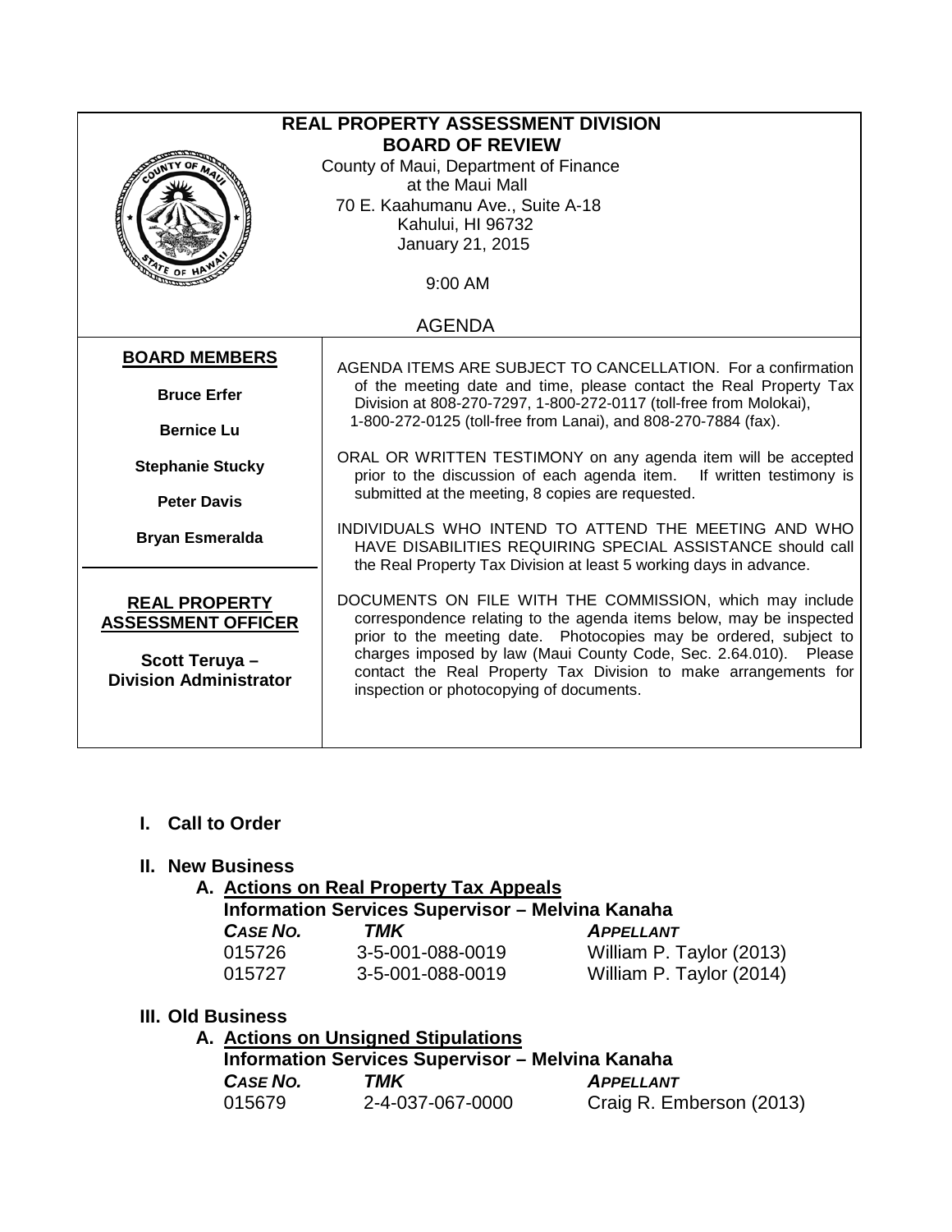# REAL PROPERTY ASSESSMENT DIVISION
## BOARD OF REVIEW

County of Maui, Department of Finance
at the Maui Mall
70 E. Kaahumanu Ave., Suite A-18
Kahului, HI 96732
January 21, 2015

9:00 AM

AGENDA

**BOARD MEMBERS**

**Bruce Erfer**

**Bernice Lu**

**Stephanie Stucky**

**Peter Davis**

**Bryan Esmeralda**

**REAL PROPERTY ASSESSMENT OFFICER**

**Scott Teruya – Division Administrator**

AGENDA ITEMS ARE SUBJECT TO CANCELLATION. For a confirmation of the meeting date and time, please contact the Real Property Tax Division at 808-270-7297, 1-800-272-0117 (toll-free from Molokai), 1-800-272-0125 (toll-free from Lanai), and 808-270-7884 (fax).

ORAL OR WRITTEN TESTIMONY on any agenda item will be accepted prior to the discussion of each agenda item. If written testimony is submitted at the meeting, 8 copies are requested.

INDIVIDUALS WHO INTEND TO ATTEND THE MEETING AND WHO HAVE DISABILITIES REQUIRING SPECIAL ASSISTANCE should call the Real Property Tax Division at least 5 working days in advance.

DOCUMENTS ON FILE WITH THE COMMISSION, which may include correspondence relating to the agenda items below, may be inspected prior to the meeting date. Photocopies may be ordered, subject to charges imposed by law (Maui County Code, Sec. 2.64.010). Please contact the Real Property Tax Division to make arrangements for inspection or photocopying of documents.

## I. Call to Order

## II. New Business

### A. Actions on Real Property Tax Appeals

**Information Services Supervisor – Melvina Kanaha**

| *CASE NO.* | *TMK* | *APPELLANT* |
|---|---|---|
| 015726 | 3-5-001-088-0019 | William P. Taylor (2013) |
| 015727 | 3-5-001-088-0019 | William P. Taylor (2014) |

## III. Old Business

### A. Actions on Unsigned Stipulations

**Information Services Supervisor – Melvina Kanaha**

| *CASE NO.* | *TMK* | *APPELLANT* |
|---|---|---|
| 015679 | 2-4-037-067-0000 | Craig R. Emberson (2013) |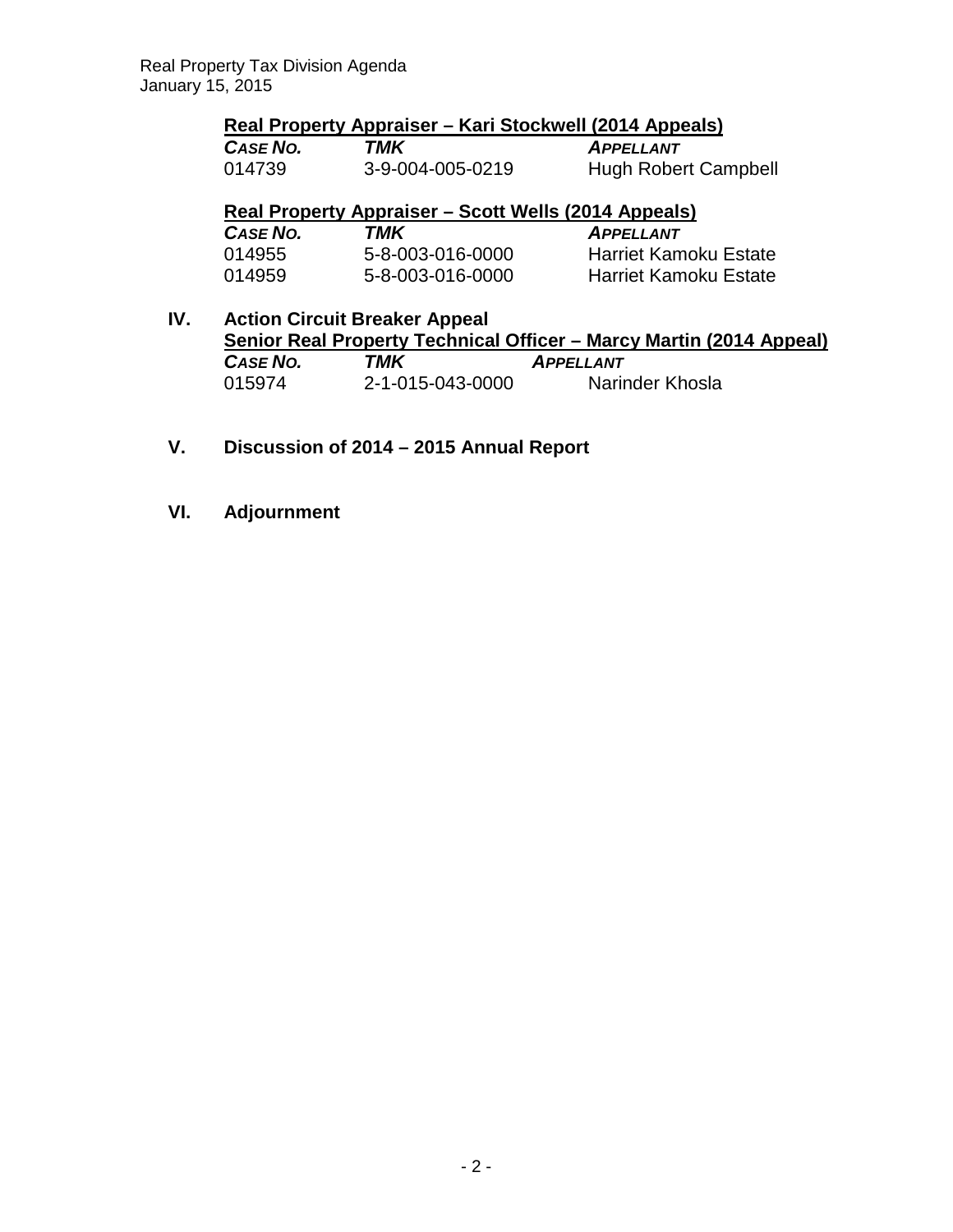**Real Property Appraiser – Kari Stockwell (2014 Appeals)**

| *CASE NO.* | *TMK* | *APPELLANT* |
|---|---|---|
| 014739 | 3-9-004-005-0219 | Hugh Robert Campbell |

**Real Property Appraiser – Scott Wells (2014 Appeals)**

| *CASE NO.* | *TMK* | *APPELLANT* |
|---|---|---|
| 014955 | 5-8-003-016-0000 | Harriet Kamoku Estate |
| 014959 | 5-8-003-016-0000 | Harriet Kamoku Estate |

## IV. Action Circuit Breaker Appeal

**Senior Real Property Technical Officer – Marcy Martin (2014 Appeal)**

| *CASE NO.* | *TMK* | *APPELLANT* |
|---|---|---|
| 015974 | 2-1-015-043-0000 | Narinder Khosla |

## V. Discussion of 2014 – 2015 Annual Report

## VI. Adjournment